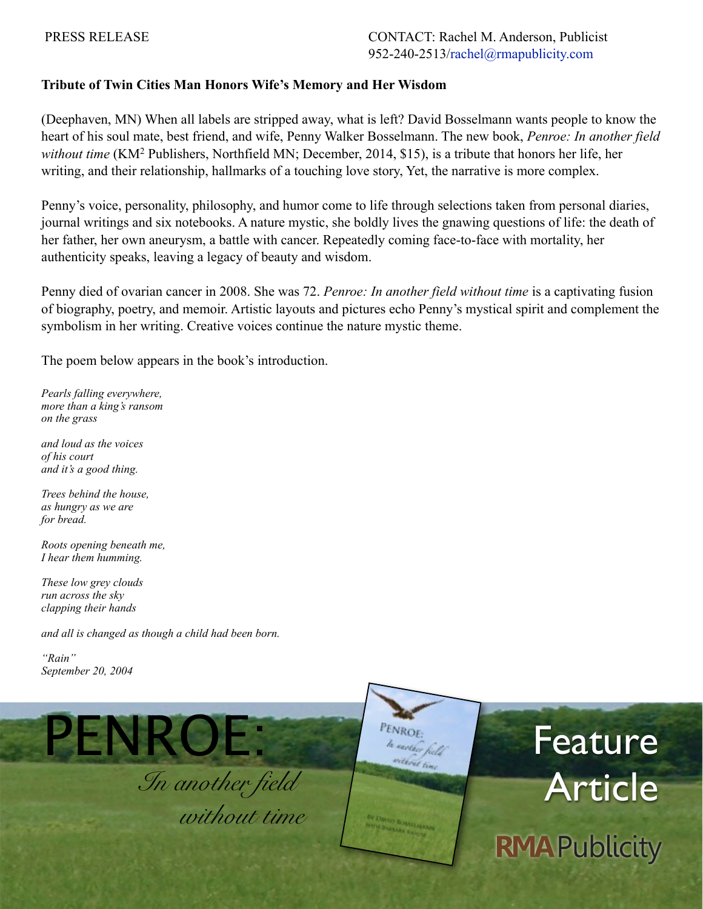PRESS RELEASE

CONTACT: Rachel M. Anderson, Publicist
952-240-2513/rachel@rmapublicity.com

**Tribute of Twin Cities Man Honors Wife's Memory and Her Wisdom**

(Deephaven, MN) When all labels are stripped away, what is left? David Bosselmann wants people to know the heart of his soul mate, best friend, and wife, Penny Walker Bosselmann. The new book, *Penroe: In another field without time* (KM$^2$ Publishers, Northfield MN; December, 2014, $15), is a tribute that honors her life, her writing, and their relationship, hallmarks of a touching love story, Yet, the narrative is more complex.

Penny's voice, personality, philosophy, and humor come to life through selections taken from personal diaries, journal writings and six notebooks. A nature mystic, she boldly lives the gnawing questions of life: the death of her father, her own aneurysm, a battle with cancer. Repeatedly coming face-to-face with mortality, her authenticity speaks, leaving a legacy of beauty and wisdom.

Penny died of ovarian cancer in 2008. She was 72. *Penroe: In another field without time* is a captivating fusion of biography, poetry, and memoir. Artistic layouts and pictures echo Penny's mystical spirit and complement the symbolism in her writing. Creative voices continue the nature mystic theme.

The poem below appears in the book's introduction.

*Pearls falling everywhere,*
*more than a king's ransom*
*on the grass*

*and loud as the voices*
*of his court*
*and it's a good thing.*

*Trees behind the house,*
*as hungry as we are*
*for bread.*

*Roots opening beneath me,*
*I hear them humming.*

*These low grey clouds*
*run across the sky*
*clapping their hands*

*and all is changed as though a child had been born.*

*"Rain"*
*September 20, 2004*

PENROE: *In another field without time*

Feature Article

RMA Publicity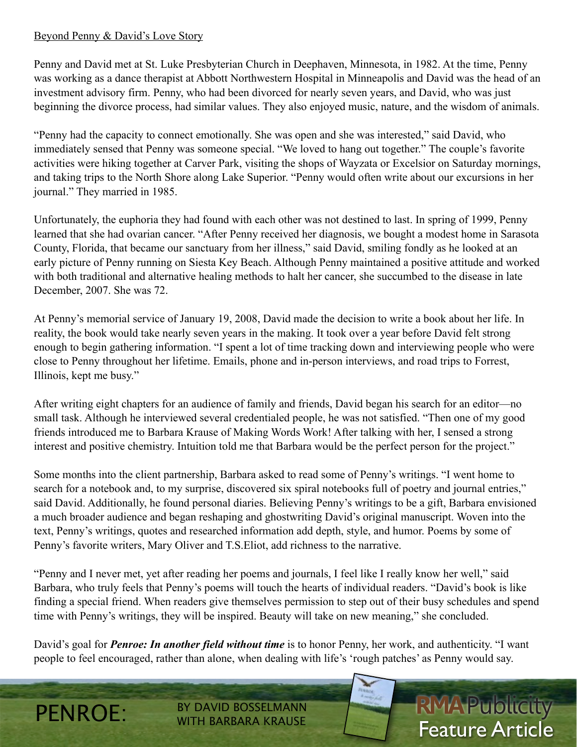Beyond Penny & David's Love Story

Penny and David met at St. Luke Presbyterian Church in Deephaven, Minnesota, in 1982. At the time, Penny was working as a dance therapist at Abbott Northwestern Hospital in Minneapolis and David was the head of an investment advisory firm. Penny, who had been divorced for nearly seven years, and David, who was just beginning the divorce process, had similar values. They also enjoyed music, nature, and the wisdom of animals.

"Penny had the capacity to connect emotionally. She was open and she was interested," said David, who immediately sensed that Penny was someone special. "We loved to hang out together." The couple's favorite activities were hiking together at Carver Park, visiting the shops of Wayzata or Excelsior on Saturday mornings, and taking trips to the North Shore along Lake Superior. "Penny would often write about our excursions in her journal." They married in 1985.

Unfortunately, the euphoria they had found with each other was not destined to last. In spring of 1999, Penny learned that she had ovarian cancer. "After Penny received her diagnosis, we bought a modest home in Sarasota County, Florida, that became our sanctuary from her illness," said David, smiling fondly as he looked at an early picture of Penny running on Siesta Key Beach. Although Penny maintained a positive attitude and worked with both traditional and alternative healing methods to halt her cancer, she succumbed to the disease in late December, 2007. She was 72.

At Penny's memorial service of January 19, 2008, David made the decision to write a book about her life. In reality, the book would take nearly seven years in the making. It took over a year before David felt strong enough to begin gathering information. "I spent a lot of time tracking down and interviewing people who were close to Penny throughout her lifetime. Emails, phone and in-person interviews, and road trips to Forrest, Illinois, kept me busy."

After writing eight chapters for an audience of family and friends, David began his search for an editor—no small task. Although he interviewed several credentialed people, he was not satisfied. "Then one of my good friends introduced me to Barbara Krause of Making Words Work! After talking with her, I sensed a strong interest and positive chemistry. Intuition told me that Barbara would be the perfect person for the project."

Some months into the client partnership, Barbara asked to read some of Penny's writings. "I went home to search for a notebook and, to my surprise, discovered six spiral notebooks full of poetry and journal entries," said David. Additionally, he found personal diaries. Believing Penny's writings to be a gift, Barbara envisioned a much broader audience and began reshaping and ghostwriting David's original manuscript. Woven into the text, Penny's writings, quotes and researched information add depth, style, and humor. Poems by some of Penny's favorite writers, Mary Oliver and T.S.Eliot, add richness to the narrative.

"Penny and I never met, yet after reading her poems and journals, I feel like I really know her well," said Barbara, who truly feels that Penny's poems will touch the hearts of individual readers. "David's book is like finding a special friend. When readers give themselves permission to step out of their busy schedules and spend time with Penny's writings, they will be inspired. Beauty will take on new meaning," she concluded.

David's goal for ***Penroe: In another field without time*** is to honor Penny, her work, and authenticity. "I want people to feel encouraged, rather than alone, when dealing with life's 'rough patches' as Penny would say.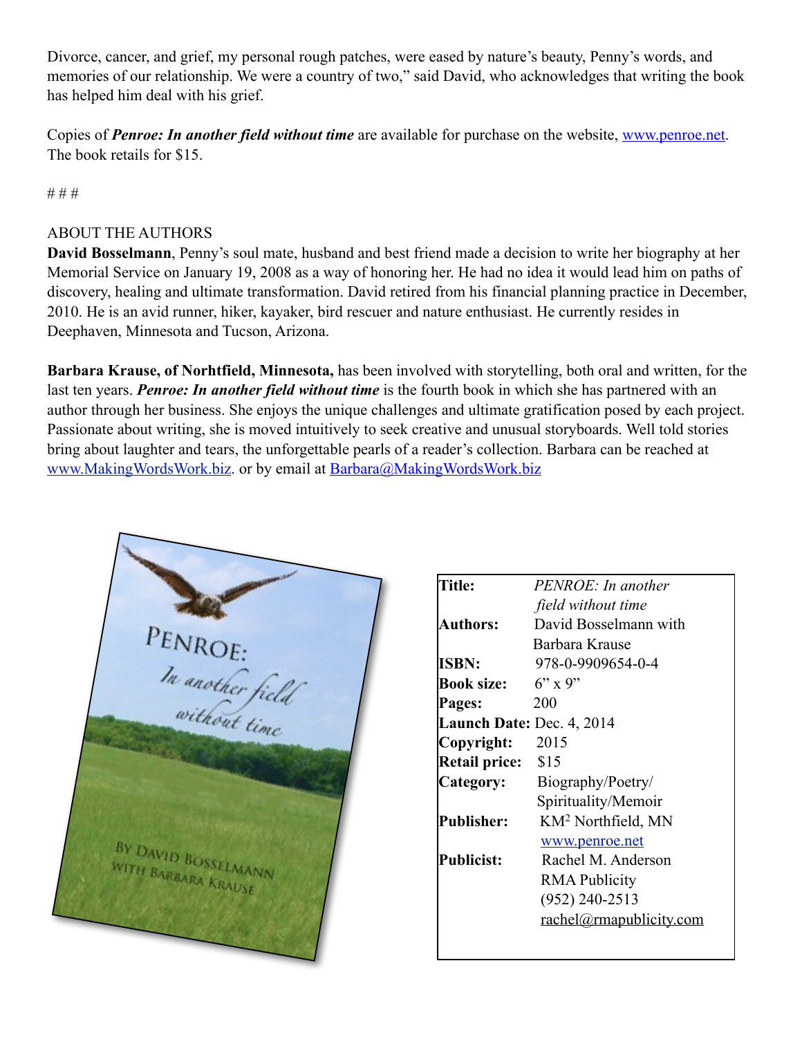Divorce, cancer, and grief, my personal rough patches, were eased by nature's beauty, Penny's words, and memories of our relationship. We were a country of two," said David, who acknowledges that writing the book has helped him deal with his grief.

Copies of ***Penroe: In another field without time*** are available for purchase on the website, www.penroe.net. The book retails for $15.

# # #

ABOUT THE AUTHORS

**David Bosselmann**, Penny's soul mate, husband and best friend made a decision to write her biography at her Memorial Service on January 19, 2008 as a way of honoring her. He had no idea it would lead him on paths of discovery, healing and ultimate transformation. David retired from his financial planning practice in December, 2010. He is an avid runner, hiker, kayaker, bird rescuer and nature enthusiast. He currently resides in Deephaven, Minnesota and Tucson, Arizona.

**Barbara Krause, of Norhtfield, Minnesota,** has been involved with storytelling, both oral and written, for the last ten years. ***Penroe: In another field without time*** is the fourth book in which she has partnered with an author through her business. She enjoys the unique challenges and ultimate gratification posed by each project. Passionate about writing, she is moved intuitively to seek creative and unusual storyboards. Well told stories bring about laughter and tears, the unforgettable pearls of a reader's collection. Barbara can be reached at www.MakingWordsWork.biz. or by email at Barbara@MakingWordsWork.biz

PENROE:
In another field without time
BY DAVID BOSSELMANN
WITH BARBARA KRAUSE

| | |
|---|---|
| **Title:** | *PENROE: In another field without time* |
| **Authors:** | David Bosselmann with Barbara Krause |
| **ISBN:** | 978-0-9909654-0-4 |
| **Book size:** | 6" x 9" |
| **Pages:** | 200 |
| **Launch Date:** | Dec. 4, 2014 |
| **Copyright:** | 2015 |
| **Retail price:** | $15 |
| **Category:** | Biography/Poetry/ Spirituality/Memoir |
| **Publisher:** | KM$^2$ Northfield, MN www.penroe.net |
| **Publicist:** | Rachel M. Anderson RMA Publicity (952) 240-2513 rachel@rmapublicity.com |